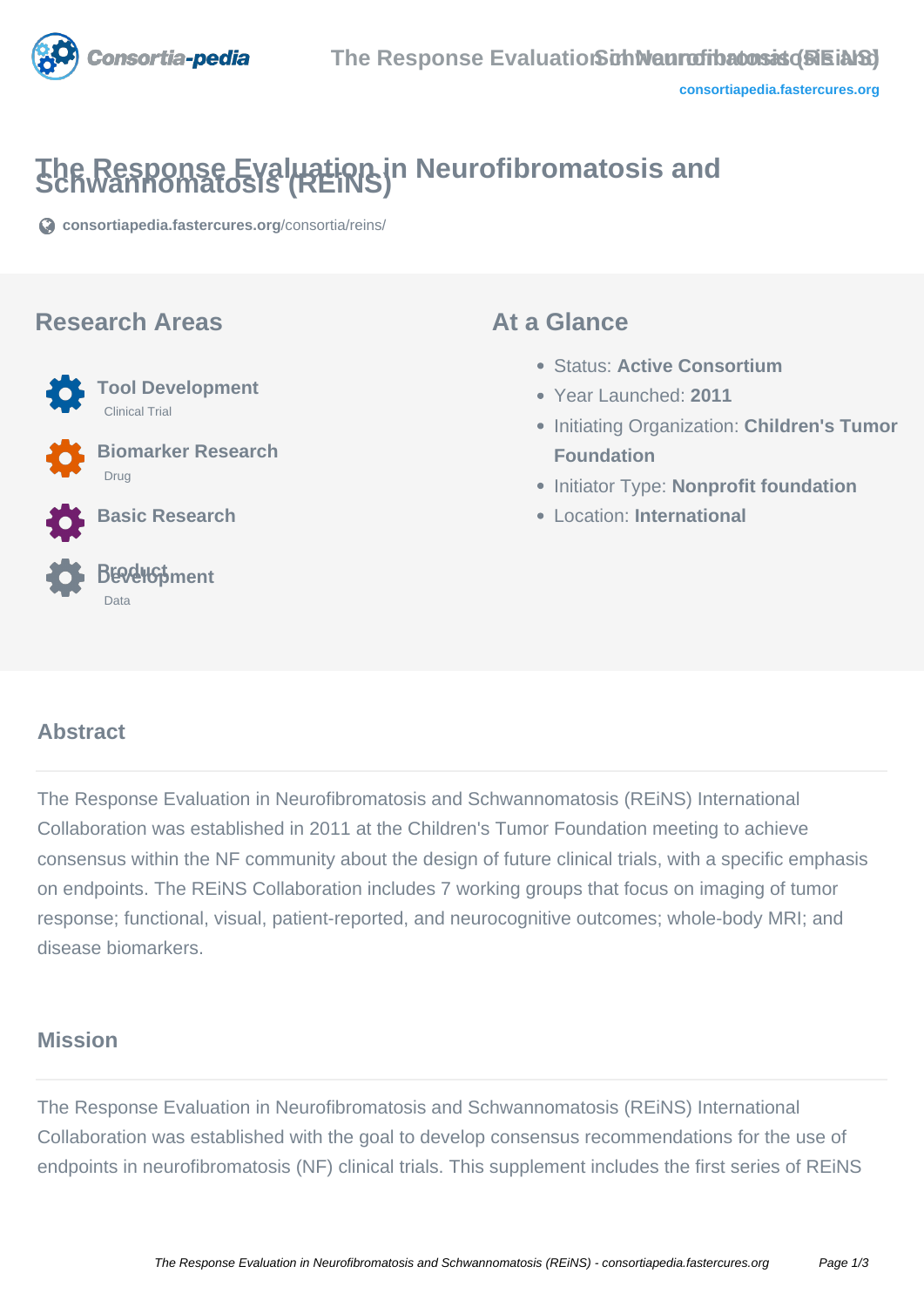# The Response Evaluation in Neurofibromatosis and Schwannomatosis (REiNS)

consortiapedia.fastercures.org/consortia/reins/

## Research Areas

- **Tool Development**
  - Clinical Trial
- **Biomarker Research**
  - Drug
- **Basic Research**
- **Product Development**
  - Data

## At a Glance

- Status: **Active Consortium**
- Year Launched: **2011**
- Initiating Organization: **Children's Tumor Foundation**
- Initiator Type: **Nonprofit foundation**
- Location: **International**

## Abstract

The Response Evaluation in Neurofibromatosis and Schwannomatosis (REiNS) International Collaboration was established in 2011 at the Children's Tumor Foundation meeting to achieve consensus within the NF community about the design of future clinical trials, with a specific emphasis on endpoints. The REiNS Collaboration includes 7 working groups that focus on imaging of tumor response; functional, visual, patient-reported, and neurocognitive outcomes; whole-body MRI; and disease biomarkers.

## Mission

The Response Evaluation in Neurofibromatosis and Schwannomatosis (REiNS) International Collaboration was established with the goal to develop consensus recommendations for the use of endpoints in neurofibromatosis (NF) clinical trials. This supplement includes the first series of REiNS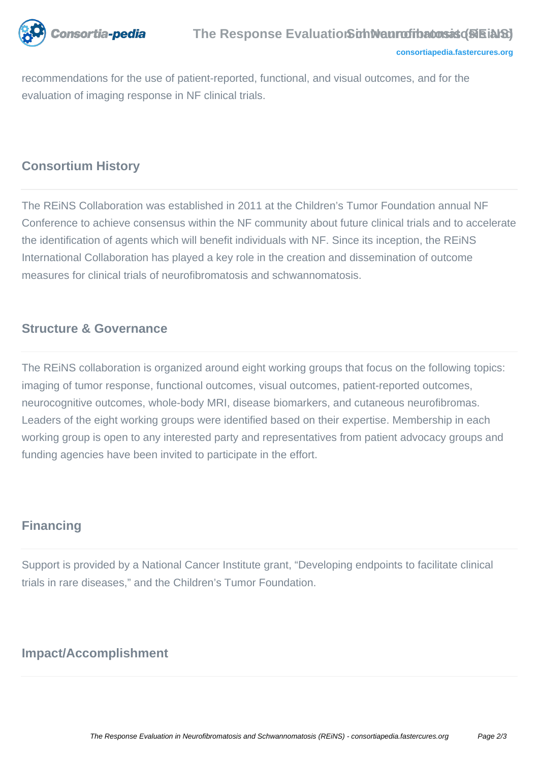recommendations for the use of patient-reported, functional, and visual outcomes, and for the evaluation of imaging response in NF clinical trials.

## Consortium History

The REiNS Collaboration was established in 2011 at the Children's Tumor Foundation annual NF Conference to achieve consensus within the NF community about future clinical trials and to accelerate the identification of agents which will benefit individuals with NF. Since its inception, the REiNS International Collaboration has played a key role in the creation and dissemination of outcome measures for clinical trials of neurofibromatosis and schwannomatosis.

## Structure & Governance

The REiNS collaboration is organized around eight working groups that focus on the following topics: imaging of tumor response, functional outcomes, visual outcomes, patient-reported outcomes, neurocognitive outcomes, whole-body MRI, disease biomarkers, and cutaneous neurofibromas. Leaders of the eight working groups were identified based on their expertise. Membership in each working group is open to any interested party and representatives from patient advocacy groups and funding agencies have been invited to participate in the effort.

## Financing

Support is provided by a National Cancer Institute grant, "Developing endpoints to facilitate clinical trials in rare diseases," and the Children's Tumor Foundation.

## Impact/Accomplishment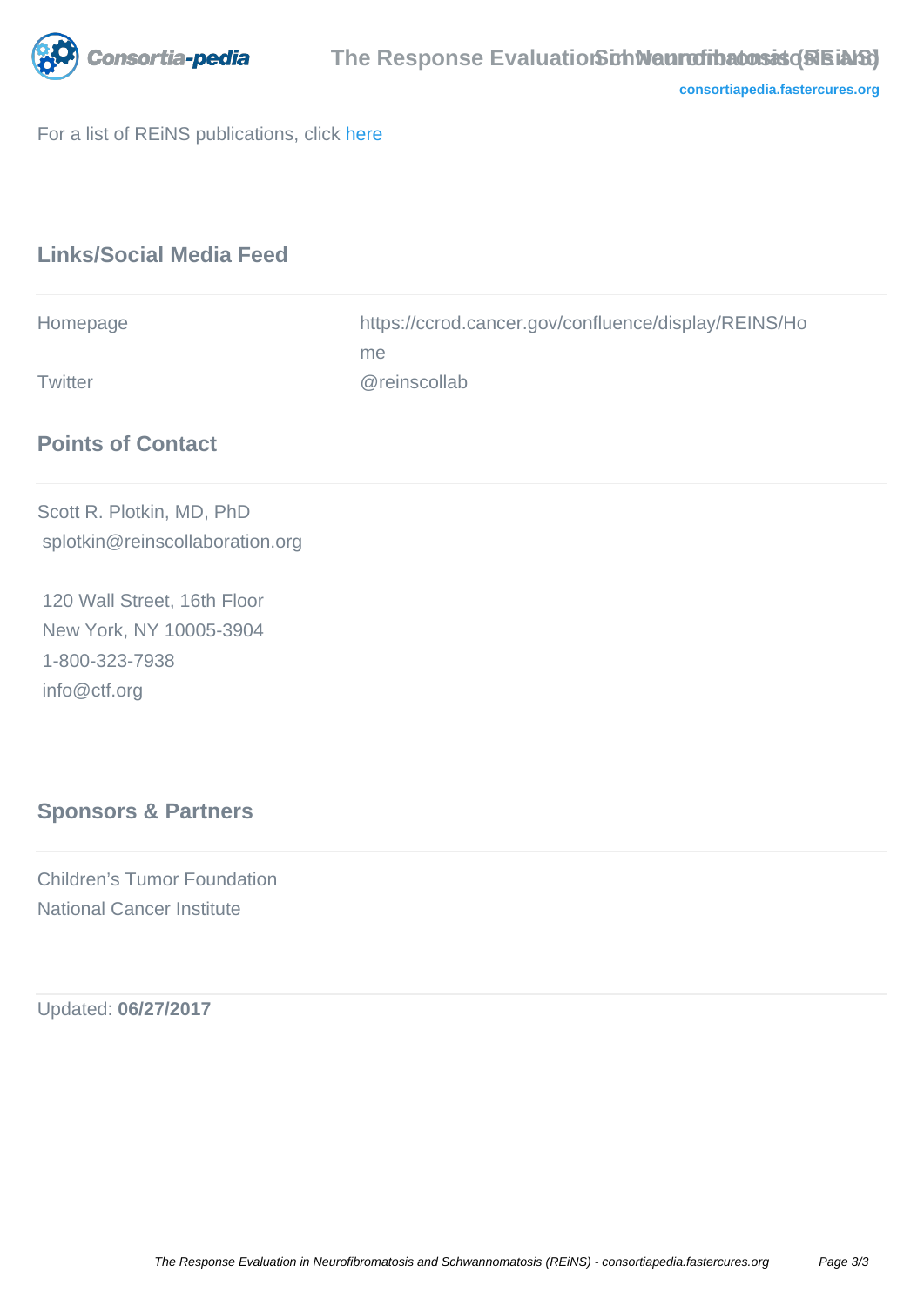For a list of REiNS publications, click here

## Links/Social Media Feed

| | |
|---|---|
| Homepage | https://ccrod.cancer.gov/confluence/display/REINS/Home |
| Twitter | @reinscollab |

## Points of Contact

Scott R. Plotkin, MD, PhD
splotkin@reinscollaboration.org

120 Wall Street, 16th Floor
New York, NY 10005-3904
1-800-323-7938
info@ctf.org

## Sponsors & Partners

Children's Tumor Foundation
National Cancer Institute

Updated: **06/27/2017**